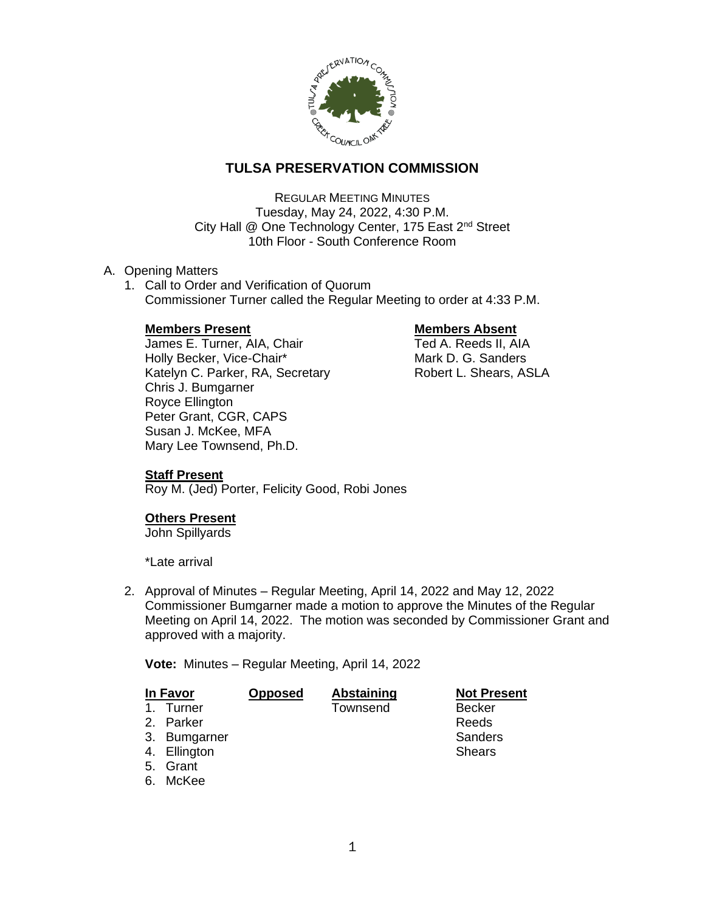# TULSA PRESERVATION COMMISSION

REGULAR MEETING MINUTES
Tuesday, May 24, 2022, 4:30 P.M.
City Hall @ One Technology Center, 175 East 2nd Street
10th Floor - South Conference Room

A. Opening Matters

1. Call to Order and Verification of Quorum
   Commissioner Turner called the Regular Meeting to order at 4:33 P.M.

   **Members Present**
   James E. Turner, AIA, Chair
   Holly Becker, Vice-Chair*
   Katelyn C. Parker, RA, Secretary
   Chris J. Bumgarner
   Royce Ellington
   Peter Grant, CGR, CAPS
   Susan J. McKee, MFA
   Mary Lee Townsend, Ph.D.

   **Members Absent**
   Ted A. Reeds II, AIA
   Mark D. G. Sanders
   Robert L. Shears, ASLA

   **Staff Present**
   Roy M. (Jed) Porter, Felicity Good, Robi Jones

   **Others Present**
   John Spillyards

   *Late arrival

2. Approval of Minutes – Regular Meeting, April 14, 2022 and May 12, 2022
   Commissioner Bumgarner made a motion to approve the Minutes of the Regular Meeting on April 14, 2022. The motion was seconded by Commissioner Grant and approved with a majority.

   **Vote:** Minutes – Regular Meeting, April 14, 2022

| In Favor | Opposed | Abstaining | Not Present |
|---|---|---|---|
| 1. Turner | | Townsend | Becker |
| 2. Parker | | | Reeds |
| 3. Bumgarner | | | Sanders |
| 4. Ellington | | | Shears |
| 5. Grant | | | |
| 6. McKee | | | |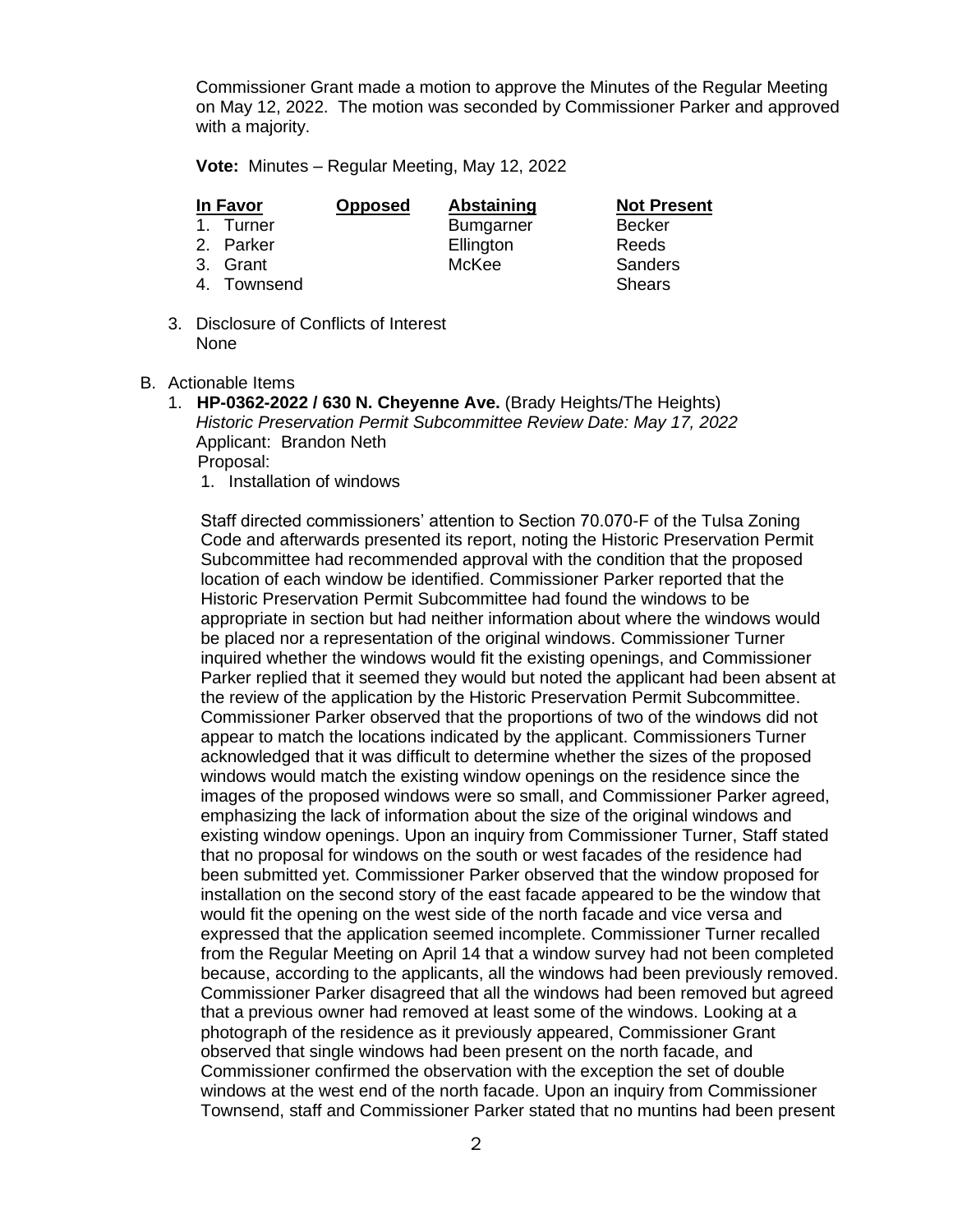Commissioner Grant made a motion to approve the Minutes of the Regular Meeting on May 12, 2022. The motion was seconded by Commissioner Parker and approved with a majority.

**Vote:** Minutes – Regular Meeting, May 12, 2022

| In Favor | Opposed | Abstaining | Not Present |
|---|---|---|---|
| 1. Turner | | Bumgarner | Becker |
| 2. Parker | | Ellington | Reeds |
| 3. Grant | | McKee | Sanders |
| 4. Townsend | | | Shears |

3. Disclosure of Conflicts of Interest
   None

B. Actionable Items

1. **HP-0362-2022 / 630 N. Cheyenne Ave.** (Brady Heights/The Heights)
   *Historic Preservation Permit Subcommittee Review Date: May 17, 2022*
   Applicant: Brandon Neth
   Proposal:
   1. Installation of windows

   Staff directed commissioners' attention to Section 70.070-F of the Tulsa Zoning Code and afterwards presented its report, noting the Historic Preservation Permit Subcommittee had recommended approval with the condition that the proposed location of each window be identified. Commissioner Parker reported that the Historic Preservation Permit Subcommittee had found the windows to be appropriate in section but had neither information about where the windows would be placed nor a representation of the original windows. Commissioner Turner inquired whether the windows would fit the existing openings, and Commissioner Parker replied that it seemed they would but noted the applicant had been absent at the review of the application by the Historic Preservation Permit Subcommittee. Commissioner Parker observed that the proportions of two of the windows did not appear to match the locations indicated by the applicant. Commissioners Turner acknowledged that it was difficult to determine whether the sizes of the proposed windows would match the existing window openings on the residence since the images of the proposed windows were so small, and Commissioner Parker agreed, emphasizing the lack of information about the size of the original windows and existing window openings. Upon an inquiry from Commissioner Turner, Staff stated that no proposal for windows on the south or west facades of the residence had been submitted yet. Commissioner Parker observed that the window proposed for installation on the second story of the east facade appeared to be the window that would fit the opening on the west side of the north facade and vice versa and expressed that the application seemed incomplete. Commissioner Turner recalled from the Regular Meeting on April 14 that a window survey had not been completed because, according to the applicants, all the windows had been previously removed. Commissioner Parker disagreed that all the windows had been removed but agreed that a previous owner had removed at least some of the windows. Looking at a photograph of the residence as it previously appeared, Commissioner Grant observed that single windows had been present on the north facade, and Commissioner confirmed the observation with the exception the set of double windows at the west end of the north facade. Upon an inquiry from Commissioner Townsend, staff and Commissioner Parker stated that no muntins had been present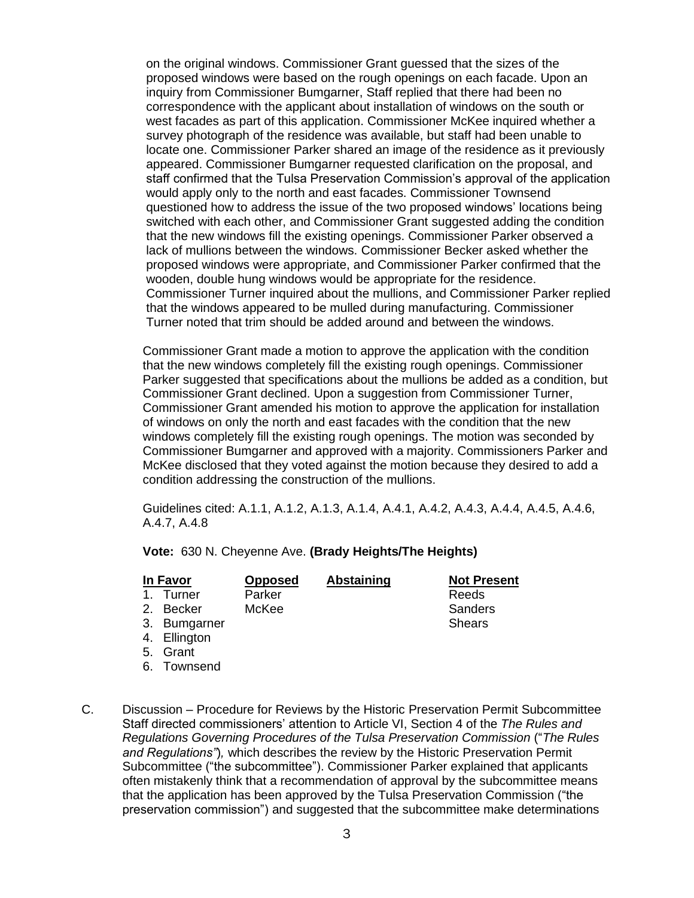on the original windows. Commissioner Grant guessed that the sizes of the proposed windows were based on the rough openings on each facade. Upon an inquiry from Commissioner Bumgarner, Staff replied that there had been no correspondence with the applicant about installation of windows on the south or west facades as part of this application. Commissioner McKee inquired whether a survey photograph of the residence was available, but staff had been unable to locate one. Commissioner Parker shared an image of the residence as it previously appeared. Commissioner Bumgarner requested clarification on the proposal, and staff confirmed that the Tulsa Preservation Commission's approval of the application would apply only to the north and east facades. Commissioner Townsend questioned how to address the issue of the two proposed windows' locations being switched with each other, and Commissioner Grant suggested adding the condition that the new windows fill the existing openings. Commissioner Parker observed a lack of mullions between the windows. Commissioner Becker asked whether the proposed windows were appropriate, and Commissioner Parker confirmed that the wooden, double hung windows would be appropriate for the residence. Commissioner Turner inquired about the mullions, and Commissioner Parker replied that the windows appeared to be mulled during manufacturing. Commissioner Turner noted that trim should be added around and between the windows.

Commissioner Grant made a motion to approve the application with the condition that the new windows completely fill the existing rough openings. Commissioner Parker suggested that specifications about the mullions be added as a condition, but Commissioner Grant declined. Upon a suggestion from Commissioner Turner, Commissioner Grant amended his motion to approve the application for installation of windows on only the north and east facades with the condition that the new windows completely fill the existing rough openings. The motion was seconded by Commissioner Bumgarner and approved with a majority. Commissioners Parker and McKee disclosed that they voted against the motion because they desired to add a condition addressing the construction of the mullions.

Guidelines cited: A.1.1, A.1.2, A.1.3, A.1.4, A.4.1, A.4.2, A.4.3, A.4.4, A.4.5, A.4.6, A.4.7, A.4.8

**Vote:** 630 N. Cheyenne Ave. **(Brady Heights/The Heights)**

| In Favor | Opposed | Abstaining | Not Present |
|---|---|---|---|
| 1. Turner | Parker | | Reeds |
| 2. Becker | McKee | | Sanders |
| 3. Bumgarner | | | Shears |
| 4. Ellington | | | |
| 5. Grant | | | |
| 6. Townsend | | | |

C. Discussion – Procedure for Reviews by the Historic Preservation Permit Subcommittee
Staff directed commissioners' attention to Article VI, Section 4 of the *The Rules and Regulations Governing Procedures of the Tulsa Preservation Commission* ("*The Rules and Regulations"*)*,* which describes the review by the Historic Preservation Permit Subcommittee ("the subcommittee"). Commissioner Parker explained that applicants often mistakenly think that a recommendation of approval by the subcommittee means that the application has been approved by the Tulsa Preservation Commission ("the preservation commission") and suggested that the subcommittee make determinations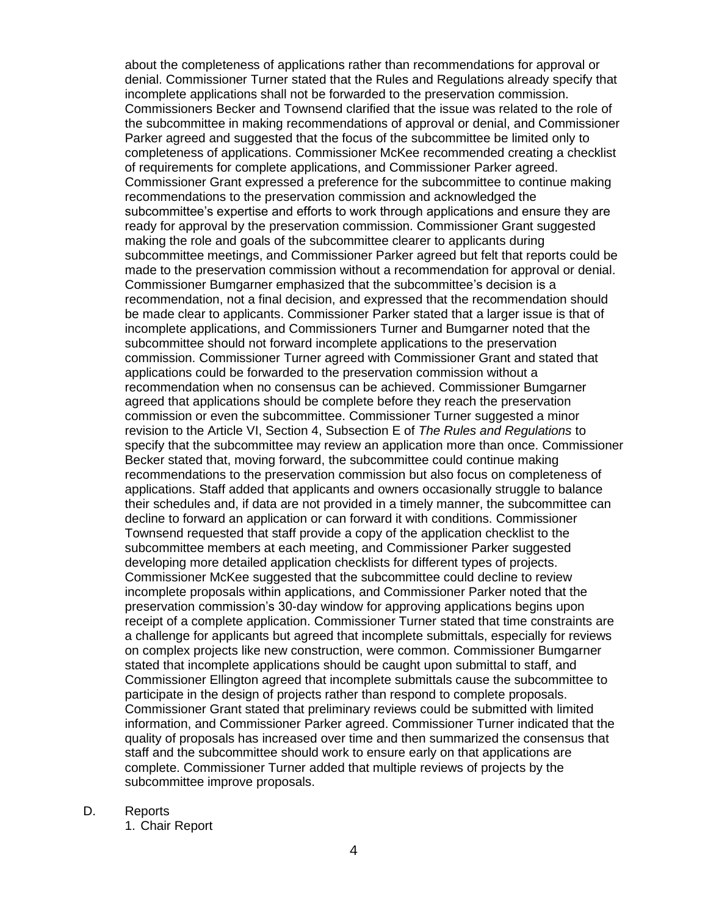about the completeness of applications rather than recommendations for approval or denial. Commissioner Turner stated that the Rules and Regulations already specify that incomplete applications shall not be forwarded to the preservation commission. Commissioners Becker and Townsend clarified that the issue was related to the role of the subcommittee in making recommendations of approval or denial, and Commissioner Parker agreed and suggested that the focus of the subcommittee be limited only to completeness of applications. Commissioner McKee recommended creating a checklist of requirements for complete applications, and Commissioner Parker agreed. Commissioner Grant expressed a preference for the subcommittee to continue making recommendations to the preservation commission and acknowledged the subcommittee's expertise and efforts to work through applications and ensure they are ready for approval by the preservation commission. Commissioner Grant suggested making the role and goals of the subcommittee clearer to applicants during subcommittee meetings, and Commissioner Parker agreed but felt that reports could be made to the preservation commission without a recommendation for approval or denial. Commissioner Bumgarner emphasized that the subcommittee's decision is a recommendation, not a final decision, and expressed that the recommendation should be made clear to applicants. Commissioner Parker stated that a larger issue is that of incomplete applications, and Commissioners Turner and Bumgarner noted that the subcommittee should not forward incomplete applications to the preservation commission. Commissioner Turner agreed with Commissioner Grant and stated that applications could be forwarded to the preservation commission without a recommendation when no consensus can be achieved. Commissioner Bumgarner agreed that applications should be complete before they reach the preservation commission or even the subcommittee. Commissioner Turner suggested a minor revision to the Article VI, Section 4, Subsection E of *The Rules and Regulations* to specify that the subcommittee may review an application more than once. Commissioner Becker stated that, moving forward, the subcommittee could continue making recommendations to the preservation commission but also focus on completeness of applications. Staff added that applicants and owners occasionally struggle to balance their schedules and, if data are not provided in a timely manner, the subcommittee can decline to forward an application or can forward it with conditions. Commissioner Townsend requested that staff provide a copy of the application checklist to the subcommittee members at each meeting, and Commissioner Parker suggested developing more detailed application checklists for different types of projects. Commissioner McKee suggested that the subcommittee could decline to review incomplete proposals within applications, and Commissioner Parker noted that the preservation commission's 30-day window for approving applications begins upon receipt of a complete application. Commissioner Turner stated that time constraints are a challenge for applicants but agreed that incomplete submittals, especially for reviews on complex projects like new construction, were common. Commissioner Bumgarner stated that incomplete applications should be caught upon submittal to staff, and Commissioner Ellington agreed that incomplete submittals cause the subcommittee to participate in the design of projects rather than respond to complete proposals. Commissioner Grant stated that preliminary reviews could be submitted with limited information, and Commissioner Parker agreed. Commissioner Turner indicated that the quality of proposals has increased over time and then summarized the consensus that staff and the subcommittee should work to ensure early on that applications are complete. Commissioner Turner added that multiple reviews of projects by the subcommittee improve proposals.

D. Reports

1. Chair Report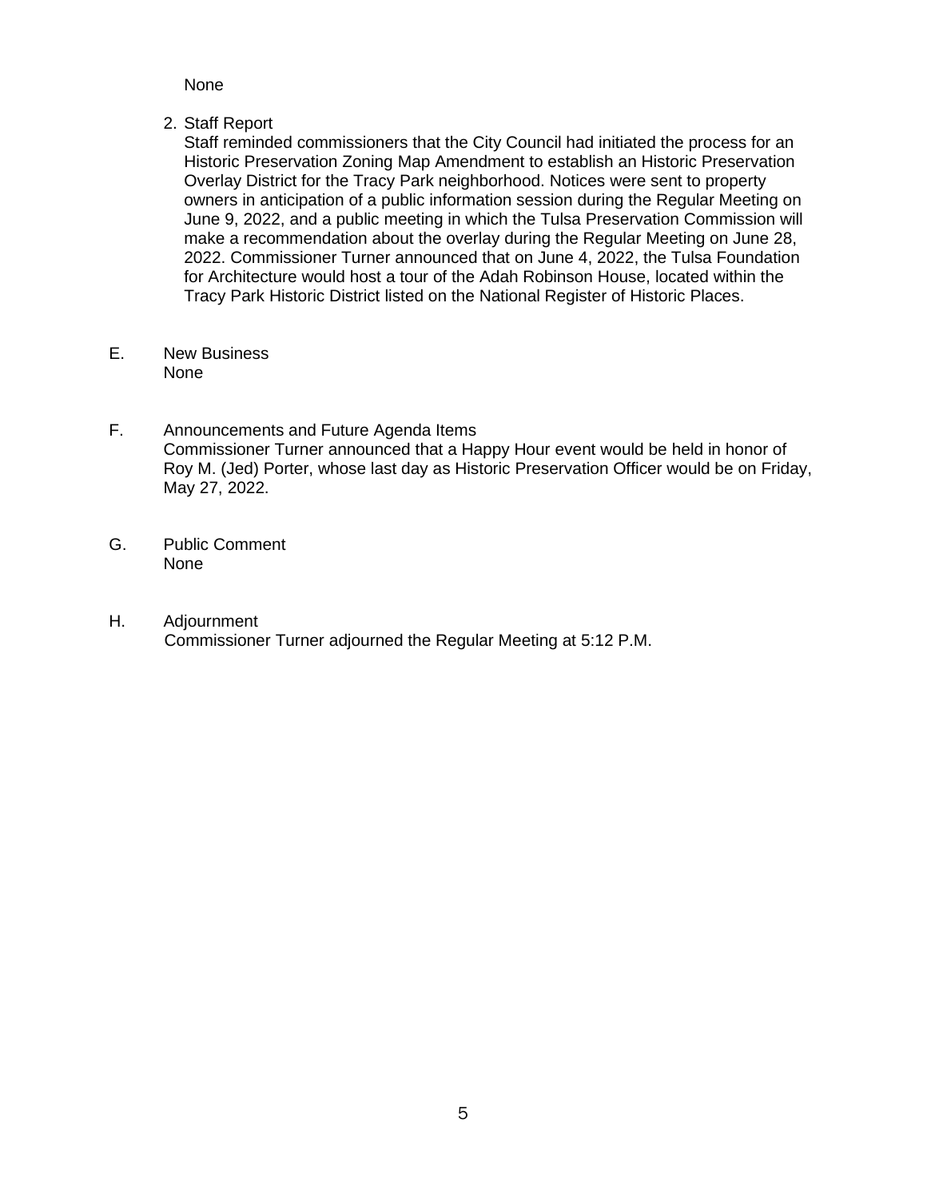None

2. Staff Report

   Staff reminded commissioners that the City Council had initiated the process for an Historic Preservation Zoning Map Amendment to establish an Historic Preservation Overlay District for the Tracy Park neighborhood. Notices were sent to property owners in anticipation of a public information session during the Regular Meeting on June 9, 2022, and a public meeting in which the Tulsa Preservation Commission will make a recommendation about the overlay during the Regular Meeting on June 28, 2022. Commissioner Turner announced that on June 4, 2022, the Tulsa Foundation for Architecture would host a tour of the Adah Robinson House, located within the Tracy Park Historic District listed on the National Register of Historic Places.

E. New Business

   None

F. Announcements and Future Agenda Items

   Commissioner Turner announced that a Happy Hour event would be held in honor of Roy M. (Jed) Porter, whose last day as Historic Preservation Officer would be on Friday, May 27, 2022.

G. Public Comment

   None

H. Adjournment

   Commissioner Turner adjourned the Regular Meeting at 5:12 P.M.